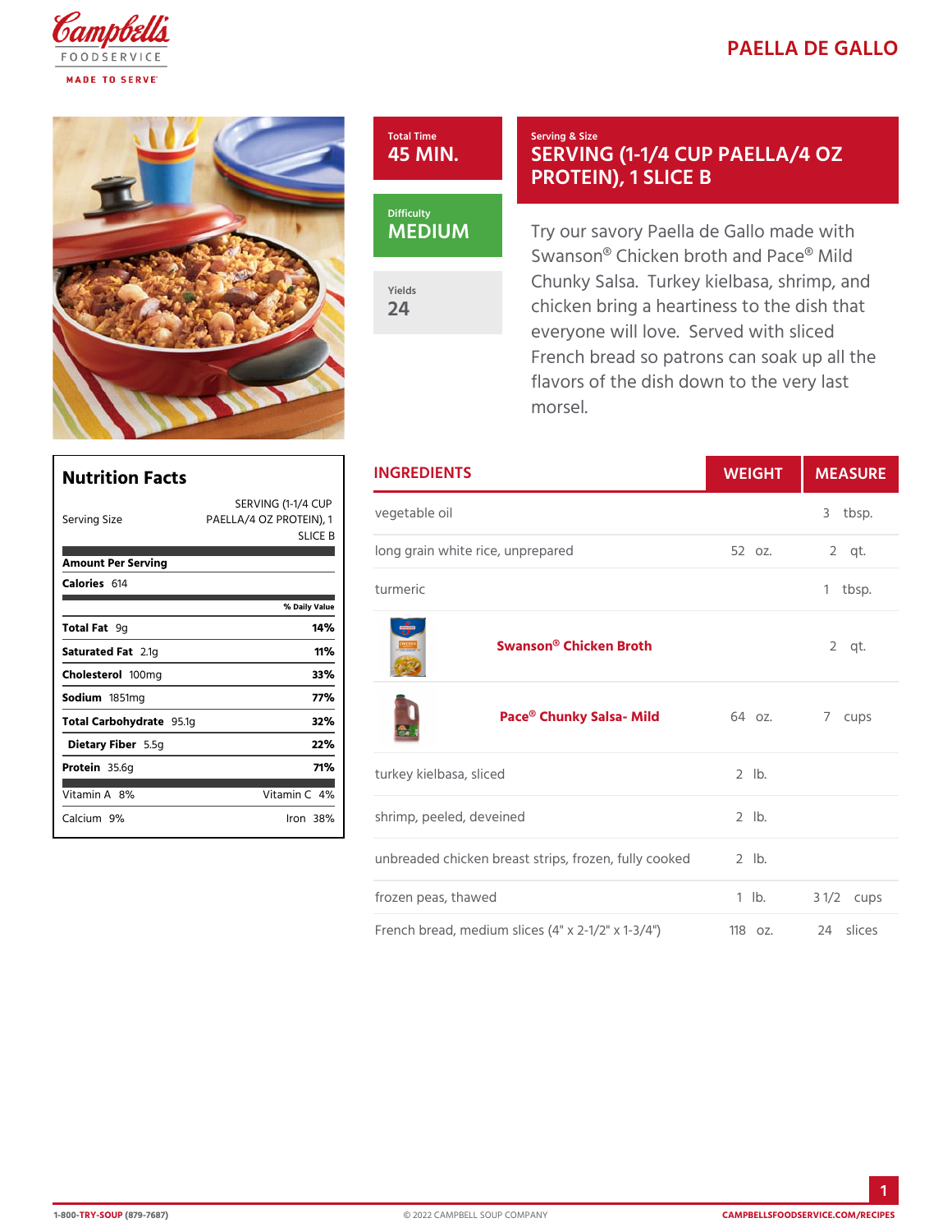# PAELLA DE GALLO

**Total Time**
45 MIN.

**Difficulty**
MEDIUM

**Yields**
24

**Serving & Size**
SERVING (1-1/4 CUP PAELLA/4 OZ PROTEIN), 1 SLICE B

Try our savory Paella de Gallo made with Swanson® Chicken broth and Pace® Mild Chunky Salsa. Turkey kielbasa, shrimp, and chicken bring a heartiness to the dish that everyone will love. Served with sliced French bread so patrons can soak up all the flavors of the dish down to the very last morsel.

## Nutrition Facts

| | |
|---|---|
| Serving Size | SERVING (1-1/4 CUP PAELLA/4 OZ PROTEIN), 1 SLICE B |
| **Amount Per Serving** | |
| **Calories** 614 | |
| | % Daily Value |
| **Total Fat** 9g | 14% |
| **Saturated Fat** 2.1g | 11% |
| **Cholesterol** 100mg | 33% |
| **Sodium** 1851mg | 77% |
| **Total Carbohydrate** 95.1g | 32% |
| **Dietary Fiber** 5.5g | 22% |
| **Protein** 35.6g | 71% |
| Vitamin A 8% | Vitamin C 4% |
| Calcium 9% | Iron 38% |

## INGREDIENTS

| INGREDIENTS | WEIGHT | MEASURE |
|---|---|---|
| vegetable oil | | 3 tbsp. |
| long grain white rice, unprepared | 52 oz. | 2 qt. |
| turmeric | | 1 tbsp. |
| Swanson® Chicken Broth | | 2 qt. |
| Pace® Chunky Salsa- Mild | 64 oz. | 7 cups |
| turkey kielbasa, sliced | 2 lb. | |
| shrimp, peeled, deveined | 2 lb. | |
| unbreaded chicken breast strips, frozen, fully cooked | 2 lb. | |
| frozen peas, thawed | 1 lb. | 3 1/2 cups |
| French bread, medium slices (4" x 2-1/2" x 1-3/4") | 118 oz. | 24 slices |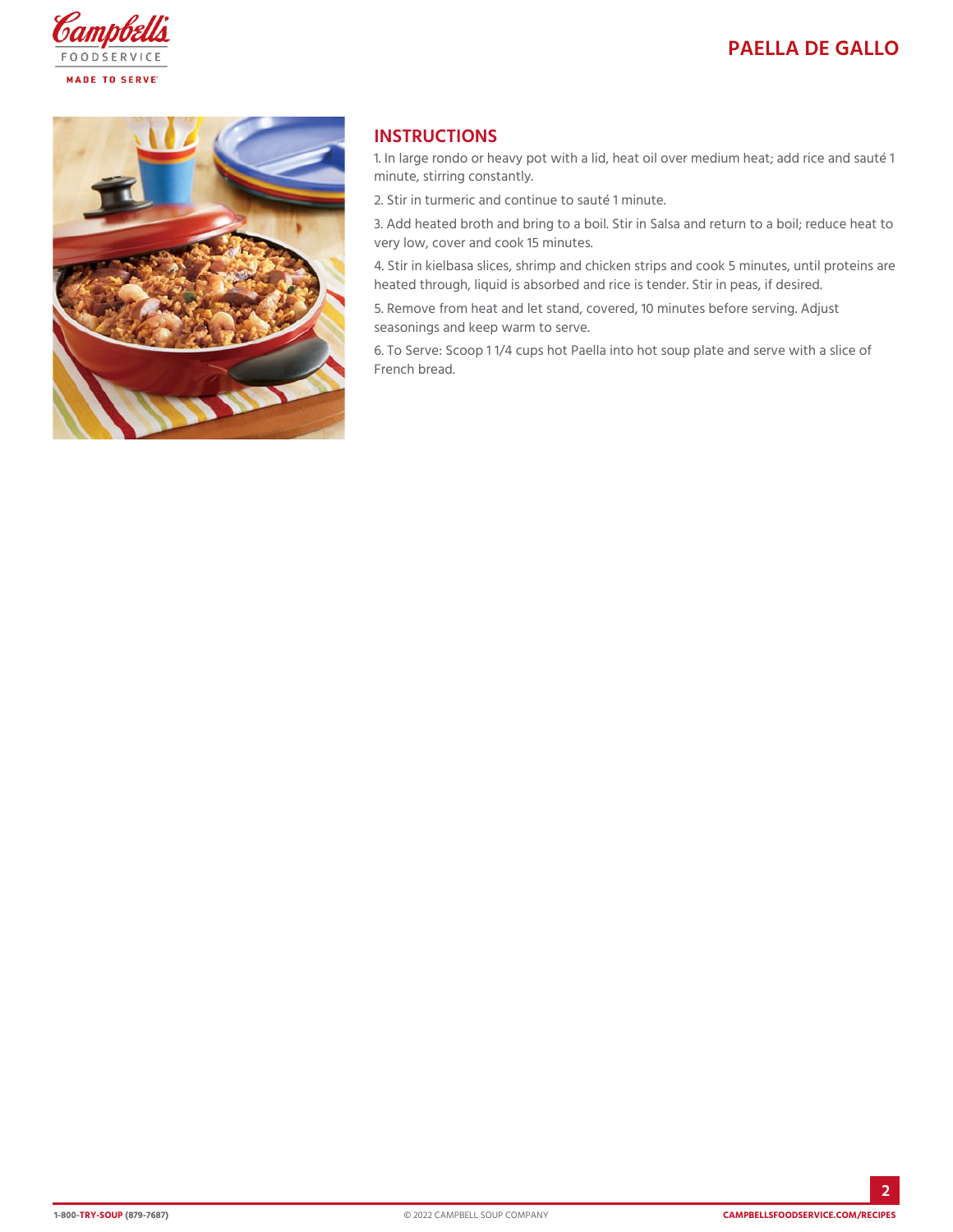## INSTRUCTIONS

1. In large rondo or heavy pot with a lid, heat oil over medium heat; add rice and sauté 1 minute, stirring constantly.
2. Stir in turmeric and continue to sauté 1 minute.
3. Add heated broth and bring to a boil. Stir in Salsa and return to a boil; reduce heat to very low, cover and cook 15 minutes.
4. Stir in kielbasa slices, shrimp and chicken strips and cook 5 minutes, until proteins are heated through, liquid is absorbed and rice is tender. Stir in peas, if desired.
5. Remove from heat and let stand, covered, 10 minutes before serving. Adjust seasonings and keep warm to serve.
6. To Serve: Scoop 1 1/4 cups hot Paella into hot soup plate and serve with a slice of French bread.